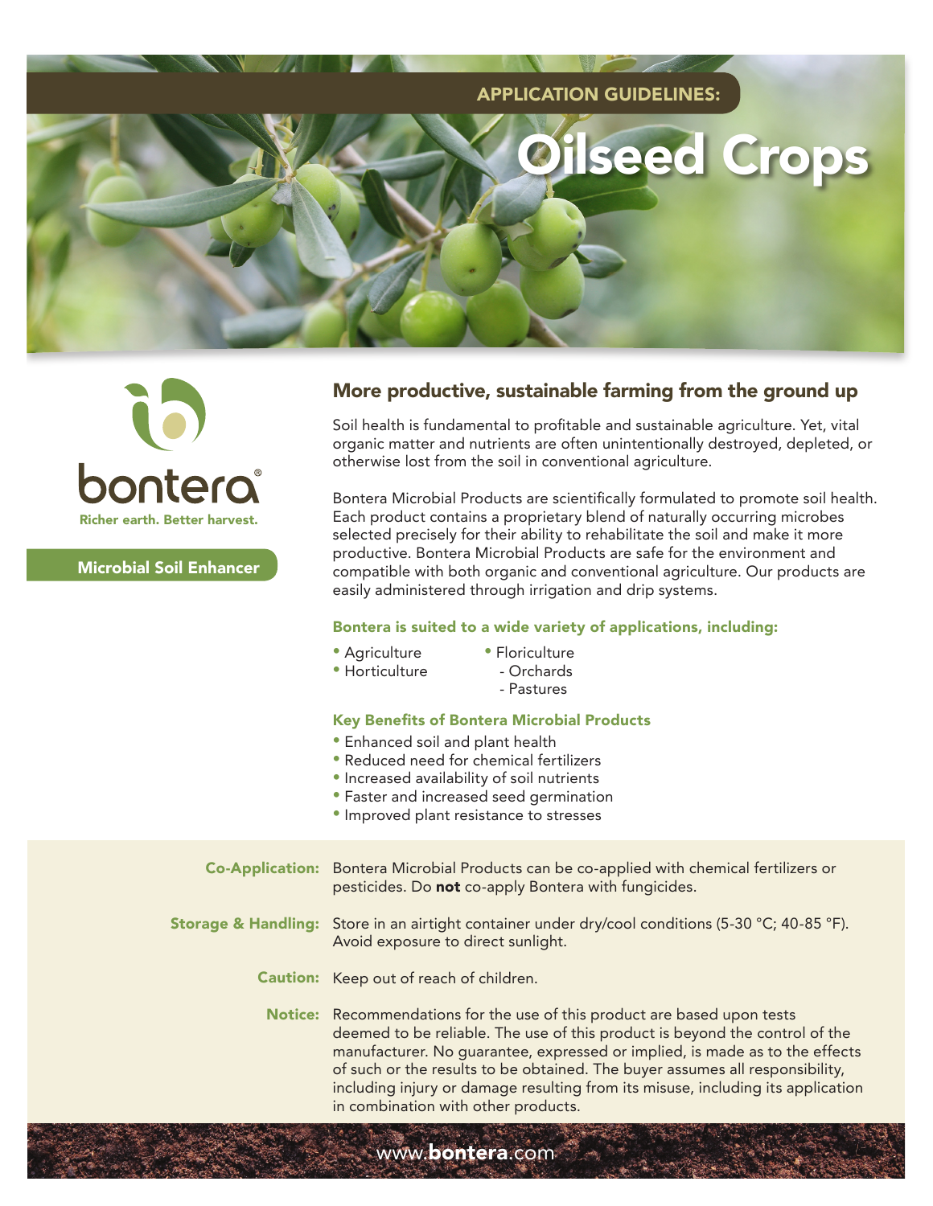APPLICATION GUIDELINES:

# Oilseed Crops

bontera®

Richer earth. Better harvest.

Microbial Soil Enhancer

## More productive, sustainable farming from the ground up

Soil health is fundamental to profitable and sustainable agriculture. Yet, vital organic matter and nutrients are often unintentionally destroyed, depleted, or otherwise lost from the soil in conventional agriculture.

Bontera Microbial Products are scientifically formulated to promote soil health. Each product contains a proprietary blend of naturally occurring microbes selected precisely for their ability to rehabilitate the soil and make it more productive. Bontera Microbial Products are safe for the environment and compatible with both organic and conventional agriculture. Our products are easily administered through irrigation and drip systems.

### Bontera is suited to a wide variety of applications, including:

- Agriculture
- Horticulture
- Floriculture
  - Orchards
  - Pastures

### Key Benefits of Bontera Microbial Products

- Enhanced soil and plant health
- Reduced need for chemical fertilizers
- Increased availability of soil nutrients
- Faster and increased seed germination
- Improved plant resistance to stresses

**Co-Application:** Bontera Microbial Products can be co-applied with chemical fertilizers or pesticides. Do **not** co-apply Bontera with fungicides.

**Storage & Handling:** Store in an airtight container under dry/cool conditions (5-30 °C; 40-85 °F). Avoid exposure to direct sunlight.

**Caution:** Keep out of reach of children.

**Notice:** Recommendations for the use of this product are based upon tests deemed to be reliable. The use of this product is beyond the control of the manufacturer. No guarantee, expressed or implied, is made as to the effects of such or the results to be obtained. The buyer assumes all responsibility, including injury or damage resulting from its misuse, including its application in combination with other products.

www.**bontera**.com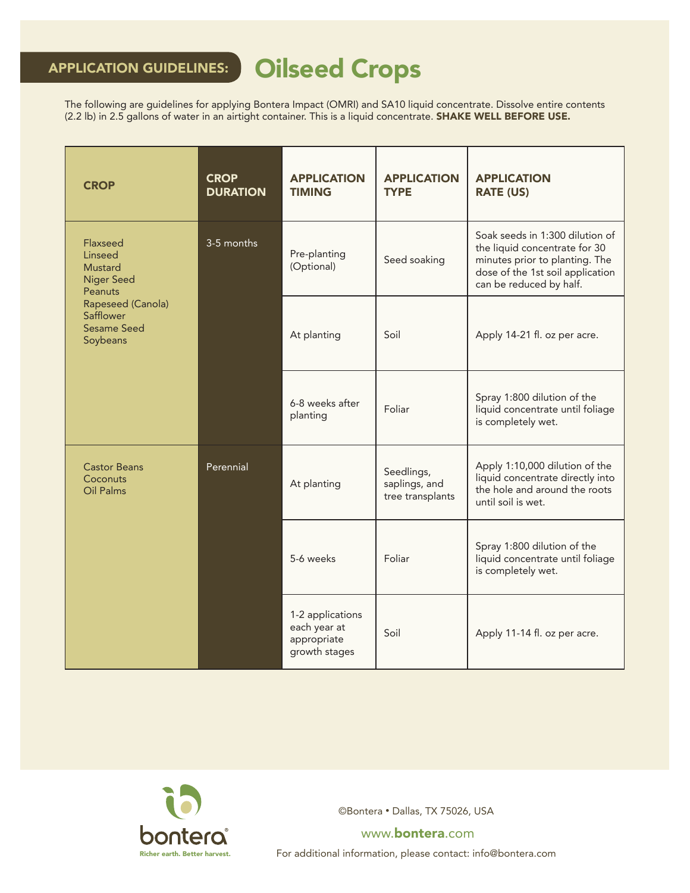# APPLICATION GUIDELINES: Oilseed Crops

The following are guidelines for applying Bontera Impact (OMRI) and SA10 liquid concentrate. Dissolve entire contents (2.2 lb) in 2.5 gallons of water in an airtight container. This is a liquid concentrate. **SHAKE WELL BEFORE USE.**

| CROP | CROP DURATION | APPLICATION TIMING | APPLICATION TYPE | APPLICATION RATE (US) |
|---|---|---|---|---|
| Flaxseed<br>Linseed<br>Mustard<br>Niger Seed<br>Peanuts<br>Rapeseed (Canola)<br>Safflower<br>Sesame Seed<br>Soybeans | 3-5 months | Pre-planting (Optional) | Seed soaking | Soak seeds in 1:300 dilution of the liquid concentrate for 30 minutes prior to planting. The dose of the 1st soil application can be reduced by half. |
| | | At planting | Soil | Apply 14-21 fl. oz per acre. |
| | | 6-8 weeks after planting | Foliar | Spray 1:800 dilution of the liquid concentrate until foliage is completely wet. |
| Castor Beans<br>Coconuts<br>Oil Palms | Perennial | At planting | Seedlings, saplings, and tree transplants | Apply 1:10,000 dilution of the liquid concentrate directly into the hole and around the roots until soil is wet. |
| | | 5-6 weeks | Foliar | Spray 1:800 dilution of the liquid concentrate until foliage is completely wet. |
| | | 1-2 applications each year at appropriate growth stages | Soil | Apply 11-14 fl. oz per acre. |

bontera®
Richer earth. Better harvest.

©Bontera • Dallas, TX 75026, USA

www.bontera.com

For additional information, please contact: info@bontera.com